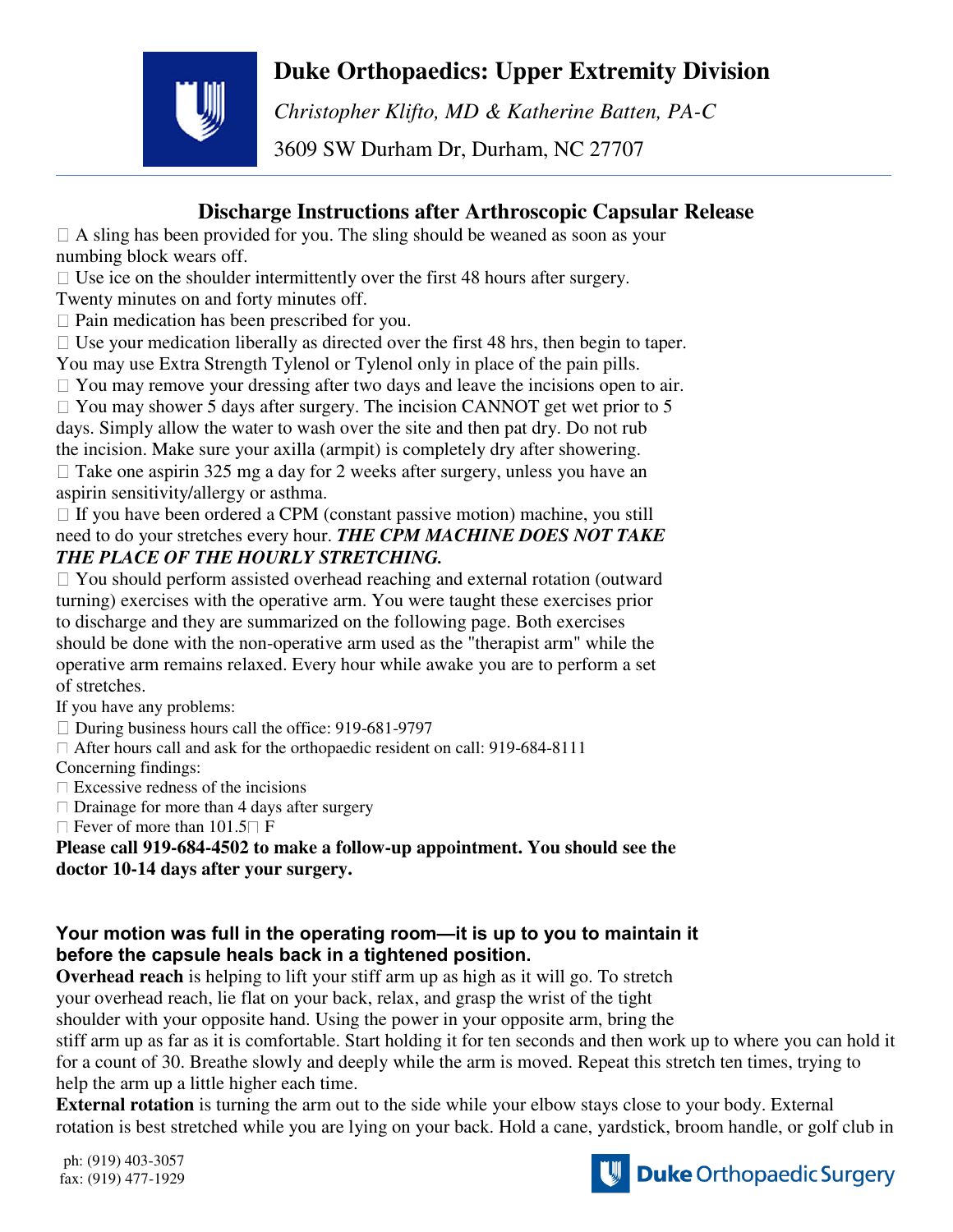# Duke Orthopaedics: Upper Extremity Division

*Christopher Klifto, MD & Katherine Batten, PA-C*

3609 SW Durham Dr, Durham, NC 27707

## Discharge Instructions after Arthroscopic Capsular Release

- A sling has been provided for you. The sling should be weaned as soon as your numbing block wears off.
- Use ice on the shoulder intermittently over the first 48 hours after surgery. Twenty minutes on and forty minutes off.
- Pain medication has been prescribed for you.
- Use your medication liberally as directed over the first 48 hrs, then begin to taper. You may use Extra Strength Tylenol or Tylenol only in place of the pain pills.
- You may remove your dressing after two days and leave the incisions open to air.
- You may shower 5 days after surgery. The incision CANNOT get wet prior to 5 days. Simply allow the water to wash over the site and then pat dry. Do not rub the incision. Make sure your axilla (armpit) is completely dry after showering.
- Take one aspirin 325 mg a day for 2 weeks after surgery, unless you have an aspirin sensitivity/allergy or asthma.
- If you have been ordered a CPM (constant passive motion) machine, you still need to do your stretches every hour. ***THE CPM MACHINE DOES NOT TAKE THE PLACE OF THE HOURLY STRETCHING.***
- You should perform assisted overhead reaching and external rotation (outward turning) exercises with the operative arm. You were taught these exercises prior to discharge and they are summarized on the following page. Both exercises should be done with the non-operative arm used as the "therapist arm" while the operative arm remains relaxed. Every hour while awake you are to perform a set of stretches.

If you have any problems:

- During business hours call the office: 919-681-9797
- After hours call and ask for the orthopaedic resident on call: 919-684-8111

Concerning findings:

- Excessive redness of the incisions
- Drainage for more than 4 days after surgery
- Fever of more than 101.5° F

**Please call 919-684-4502 to make a follow-up appointment. You should see the doctor 10-14 days after your surgery.**

### Your motion was full in the operating room—it is up to you to maintain it before the capsule heals back in a tightened position.

**Overhead reach** is helping to lift your stiff arm up as high as it will go. To stretch your overhead reach, lie flat on your back, relax, and grasp the wrist of the tight shoulder with your opposite hand. Using the power in your opposite arm, bring the stiff arm up as far as it is comfortable. Start holding it for ten seconds and then work up to where you can hold it for a count of 30. Breathe slowly and deeply while the arm is moved. Repeat this stretch ten times, trying to help the arm up a little higher each time.

**External rotation** is turning the arm out to the side while your elbow stays close to your body. External rotation is best stretched while you are lying on your back. Hold a cane, yardstick, broom handle, or golf club in

ph: (919) 403-3057
fax: (919) 477-1929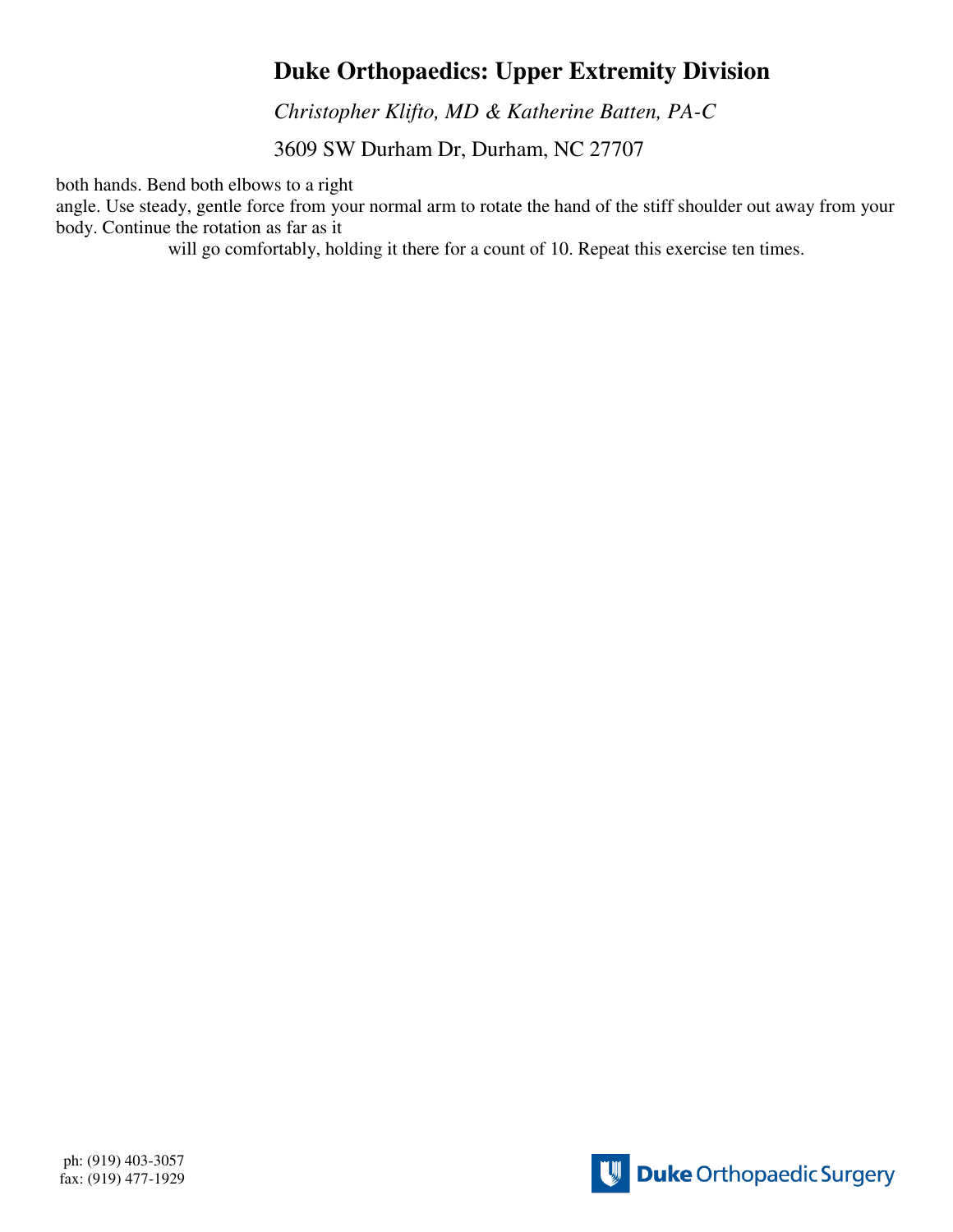both hands. Bend both elbows to a right angle. Use steady, gentle force from your normal arm to rotate the hand of the stiff shoulder out away from your body. Continue the rotation as far as it will go comfortably, holding it there for a count of 10. Repeat this exercise ten times.